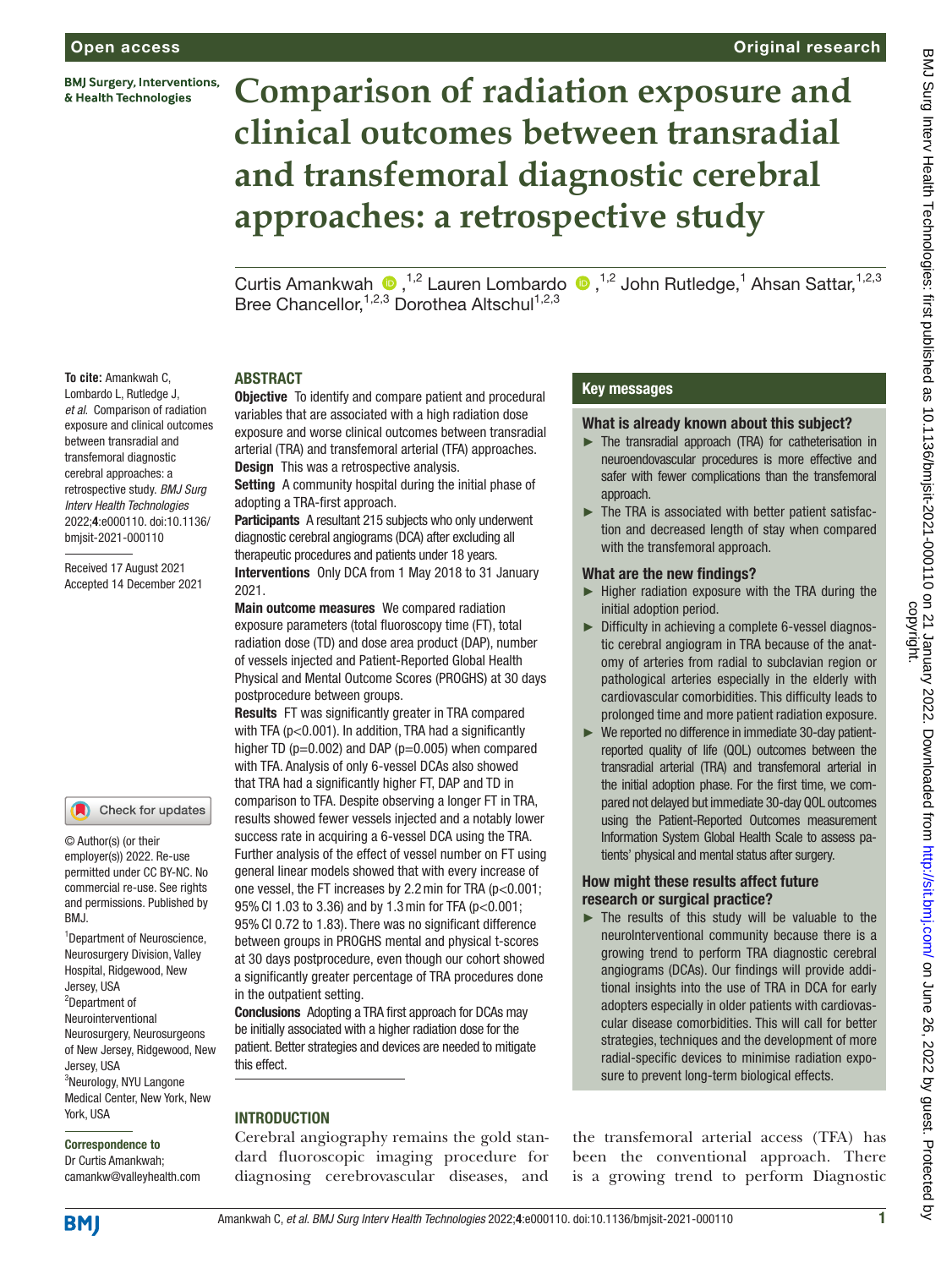# Comparison of radiation exposure and clinical outcomes between transradial and transfemoral diagnostic cerebral approaches: a retrospective study

Curtis Amankwah [1,2], Lauren Lombardo [1,2], John Rutledge,[1] Ahsan Sattar,[1,2,3] Bree Chancellor,[1,2,3] Dorothea Altschul[1,2,3]

**To cite:** Amankwah C, Lombardo L, Rutledge J, *et al*. Comparison of radiation exposure and clinical outcomes between transradial and transfemoral diagnostic cerebral approaches: a retrospective study. *BMJ Surg Interv Health Technologies* 2022;**4**:e000110. doi:10.1136/bmjsit-2021-000110

Received 17 August 2021
Accepted 14 December 2021

© Author(s) (or their employer(s)) 2022. Re-use permitted under CC BY-NC. No commercial re-use. See rights and permissions. Published by BMJ.

[1]Department of Neuroscience, Neurosurgery Division, Valley Hospital, Ridgewood, New Jersey, USA
[2]Department of Neurointerventional Neurosurgery, Neurosurgeons of New Jersey, Ridgewood, New Jersey, USA
[3]Neurology, NYU Langone Medical Center, New York, New York, USA

**Correspondence to**
Dr Curtis Amankwah; camankw@valleyhealth.com

## ABSTRACT

**Objective** To identify and compare patient and procedural variables that are associated with a high radiation dose exposure and worse clinical outcomes between transradial arterial (TRA) and transfemoral arterial (TFA) approaches.

**Design** This was a retrospective analysis.

**Setting** A community hospital during the initial phase of adopting a TRA-first approach.

**Participants** A resultant 215 subjects who only underwent diagnostic cerebral angiograms (DCA) after excluding all therapeutic procedures and patients under 18 years.

**Interventions** Only DCA from 1 May 2018 to 31 January 2021.

**Main outcome measures** We compared radiation exposure parameters (total fluoroscopy time (FT), total radiation dose (TD) and dose area product (DAP), number of vessels injected and Patient-Reported Global Health Physical and Mental Outcome Scores (PROGHS) at 30 days postprocedure between groups.

**Results** FT was significantly greater in TRA compared with TFA ($p<0.001$). In addition, TRA had a significantly higher TD ($p=0.002$) and DAP ($p=0.005$) when compared with TFA. Analysis of only 6-vessel DCAs also showed that TRA had a significantly higher FT, DAP and TD in comparison to TFA. Despite observing a longer FT in TRA, results showed fewer vessels injected and a notably lower success rate in acquiring a 6-vessel DCA using the TRA. Further analysis of the effect of vessel number on FT using general linear models showed that with every increase of one vessel, the FT increases by 2.2 min for TRA ($p<0.001$; 95% CI 1.03 to 3.36) and by 1.3 min for TFA ($p<0.001$; 95% CI 0.72 to 1.83). There was no significant difference between groups in PROGHS mental and physical t-scores at 30 days postprocedure, even though our cohort showed a significantly greater percentage of TRA procedures done in the outpatient setting.

**Conclusions** Adopting a TRA first approach for DCAs may be initially associated with a higher radiation dose for the patient. Better strategies and devices are needed to mitigate this effect.

## Key messages

### What is already known about this subject?

- The transradial approach (TRA) for catheterisation in neuroendovascular procedures is more effective and safer with fewer complications than the transfemoral approach.
- The TRA is associated with better patient satisfaction and decreased length of stay when compared with the transfemoral approach.

### What are the new findings?

- Higher radiation exposure with the TRA during the initial adoption period.
- Difficulty in achieving a complete 6-vessel diagnostic cerebral angiogram in TRA because of the anatomy of arteries from radial to subclavian region or pathological arteries especially in the elderly with cardiovascular comorbidities. This difficulty leads to prolonged time and more patient radiation exposure.
- We reported no difference in immediate 30-day patient-reported quality of life (QOL) outcomes between the transradial arterial (TRA) and transfemoral arterial (TFA) in the initial adoption phase. For the first time, we compared not delayed but immediate 30-day QOL outcomes using the Patient-Reported Outcomes measurement Information System Global Health Scale to assess patients' physical and mental status after surgery.

### How might these results affect future research or surgical practice?

- The results of this study will be valuable to the neurolnterventional community because there is a growing trend to perform TRA diagnostic cerebral angiograms (DCAs). Our findings will provide additional insights into the use of TRA in DCA for early adopters especially in older patients with cardiovascular disease comorbidities. This will call for better strategies, techniques and the development of more radial-specific devices to minimise radiation exposure to prevent long-term biological effects.

## INTRODUCTION

Cerebral angiography remains the gold standard fluoroscopic imaging procedure for diagnosing cerebrovascular diseases, and the transfemoral arterial access (TFA) has been the conventional approach. There is a growing trend to perform Diagnostic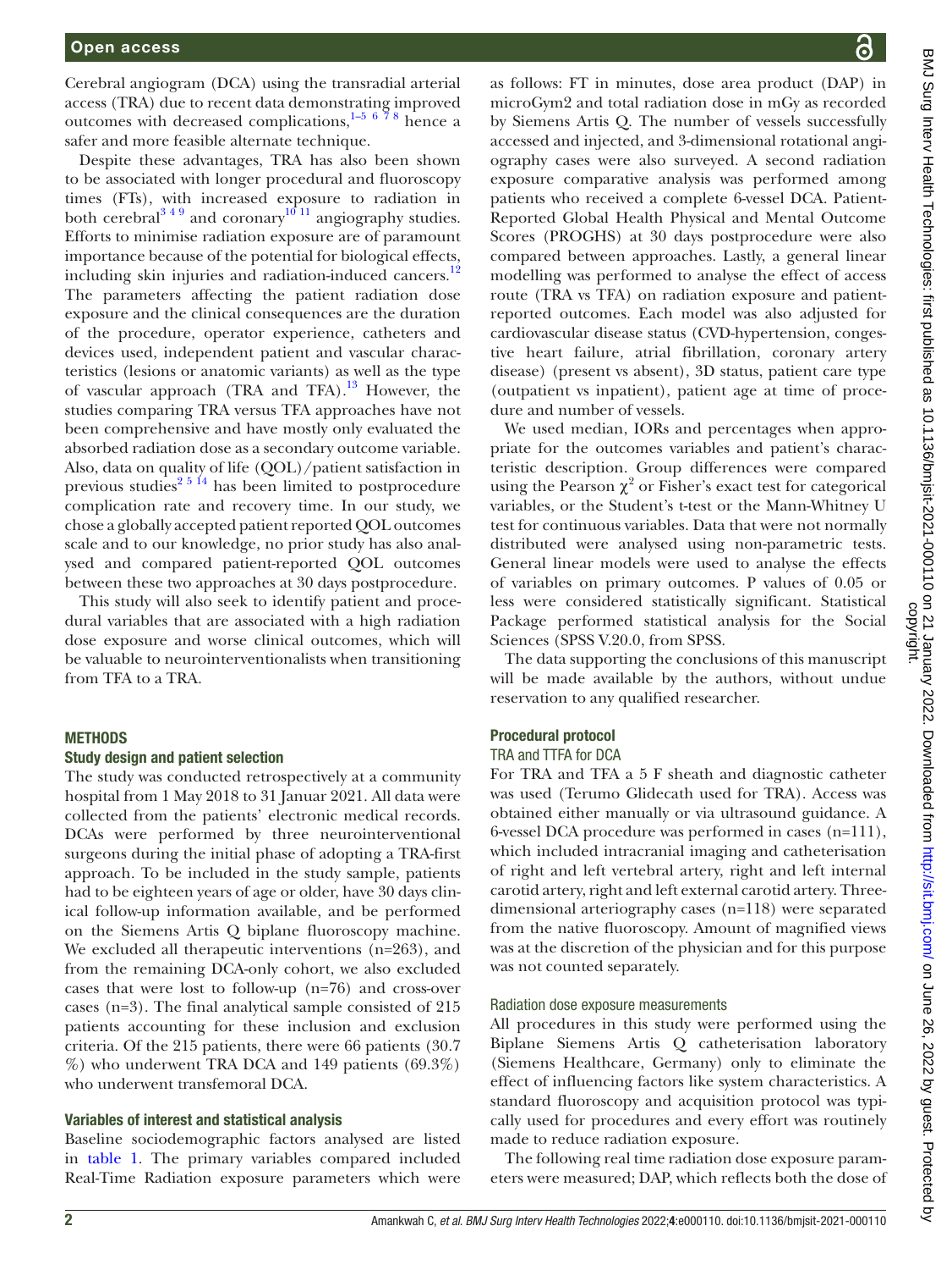Cerebral angiogram (DCA) using the transradial arterial access (TRA) due to recent data demonstrating improved outcomes with decreased complications,[1–5 6 7 8] hence a safer and more feasible alternate technique.

Despite these advantages, TRA has also been shown to be associated with longer procedural and fluoroscopy times (FTs), with increased exposure to radiation in both cerebral[3 4 9] and coronary[10 11] angiography studies. Efforts to minimise radiation exposure are of paramount importance because of the potential for biological effects, including skin injuries and radiation-induced cancers.[12] The parameters affecting the patient radiation dose exposure and the clinical consequences are the duration of the procedure, operator experience, catheters and devices used, independent patient and vascular characteristics (lesions or anatomic variants) as well as the type of vascular approach (TRA and TFA).[13] However, the studies comparing TRA versus TFA approaches have not been comprehensive and have mostly only evaluated the absorbed radiation dose as a secondary outcome variable. Also, data on quality of life (QOL)/patient satisfaction in previous studies[2 5 14] has been limited to postprocedure complication rate and recovery time. In our study, we chose a globally accepted patient reported QOL outcomes scale and to our knowledge, no prior study has also analysed and compared patient-reported QOL outcomes between these two approaches at 30 days postprocedure.

This study will also seek to identify patient and procedural variables that are associated with a high radiation dose exposure and worse clinical outcomes, which will be valuable to neurointerventionalists when transitioning from TFA to a TRA.

## METHODS

### Study design and patient selection

The study was conducted retrospectively at a community hospital from 1 May 2018 to 31 Januar 2021. All data were collected from the patients' electronic medical records. DCAs were performed by three neurointerventional surgeons during the initial phase of adopting a TRA-first approach. To be included in the study sample, patients had to be eighteen years of age or older, have 30 days clinical follow-up information available, and be performed on the Siemens Artis Q biplane fluoroscopy machine. We excluded all therapeutic interventions (n=263), and from the remaining DCA-only cohort, we also excluded cases that were lost to follow-up (n=76) and cross-over cases (n=3). The final analytical sample consisted of 215 patients accounting for these inclusion and exclusion criteria. Of the 215 patients, there were 66 patients (30.7 %) who underwent TRA DCA and 149 patients (69.3%) who underwent transfemoral DCA.

### Variables of interest and statistical analysis

Baseline sociodemographic factors analysed are listed in table 1. The primary variables compared included Real-Time Radiation exposure parameters which were as follows: FT in minutes, dose area product (DAP) in microGym2 and total radiation dose in mGy as recorded by Siemens Artis Q. The number of vessels successfully accessed and injected, and 3-dimensional rotational angiography cases were also surveyed. A second radiation exposure comparative analysis was performed among patients who received a complete 6-vessel DCA. Patient-Reported Global Health Physical and Mental Outcome Scores (PROGHS) at 30 days postprocedure were also compared between approaches. Lastly, a general linear modelling was performed to analyse the effect of access route (TRA vs TFA) on radiation exposure and patient-reported outcomes. Each model was also adjusted for cardiovascular disease status (CVD-hypertension, congestive heart failure, atrial fibrillation, coronary artery disease) (present vs absent), 3D status, patient care type (outpatient vs inpatient), patient age at time of procedure and number of vessels.

We used median, IQRs and percentages when appropriate for the outcomes variables and patient's characteristic description. Group differences were compared using the Pearson $\chi^2$ or Fisher's exact test for categorical variables, or the Student's t-test or the Mann-Whitney U test for continuous variables. Data that were not normally distributed were analysed using non-parametric tests. General linear models were used to analyse the effects of variables on primary outcomes. P values of 0.05 or less were considered statistically significant. Statistical Package performed statistical analysis for the Social Sciences (SPSS V.20.0, from SPSS.

The data supporting the conclusions of this manuscript will be made available by the authors, without undue reservation to any qualified researcher.

### Procedural protocol

#### TRA and TTFA for DCA

For TRA and TFA a 5 F sheath and diagnostic catheter was used (Terumo Glidecath used for TRA). Access was obtained either manually or via ultrasound guidance. A 6-vessel DCA procedure was performed in cases (n=111), which included intracranial imaging and catheterisation of right and left vertebral artery, right and left internal carotid artery, right and left external carotid artery. Three-dimensional arteriography cases (n=118) were separated from the native fluoroscopy. Amount of magnified views was at the discretion of the physician and for this purpose was not counted separately.

#### Radiation dose exposure measurements

All procedures in this study were performed using the Biplane Siemens Artis Q catheterisation laboratory (Siemens Healthcare, Germany) only to eliminate the effect of influencing factors like system characteristics. A standard fluoroscopy and acquisition protocol was typically used for procedures and every effort was routinely made to reduce radiation exposure.

The following real time radiation dose exposure parameters were measured; DAP, which reflects both the dose of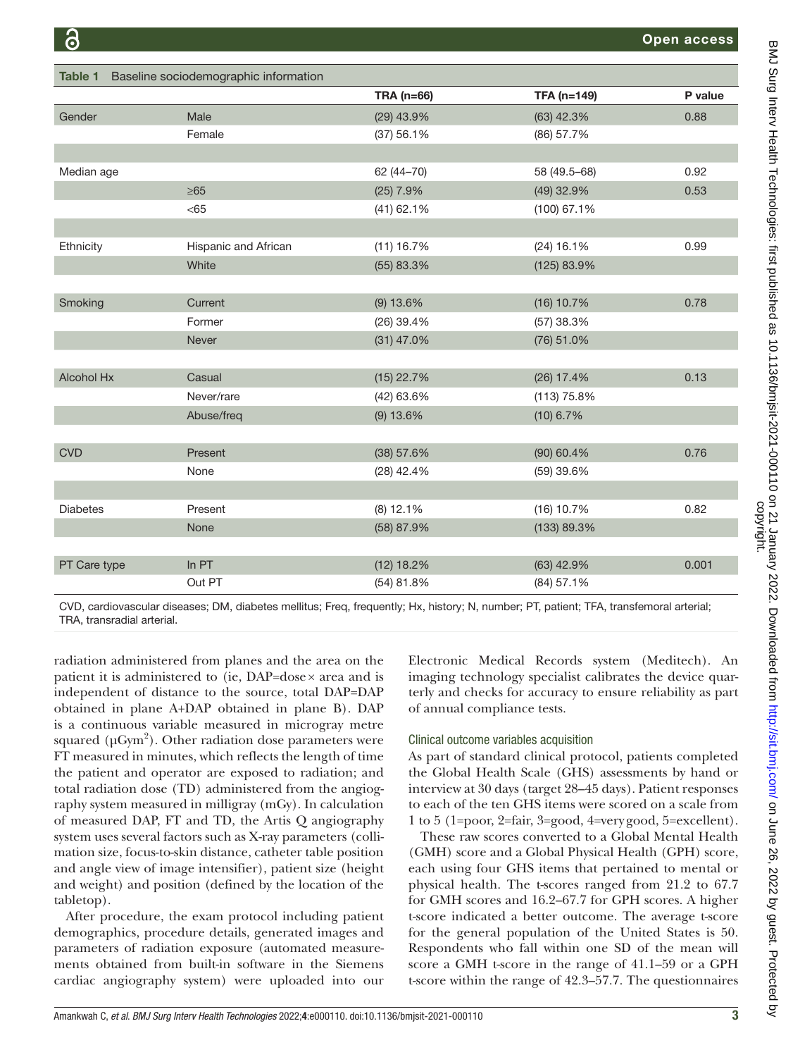**Table 1** Baseline sociodemographic information

| | | TRA (n=66) | TFA (n=149) | P value |
|---|---|---|---|---|
| Gender | Male | (29) 43.9% | (63) 42.3% | 0.88 |
| | Female | (37) 56.1% | (86) 57.7% | |
| | | | | |
| Median age | | 62 (44–70) | 58 (49.5–68) | 0.92 |
| | ≥65 | (25) 7.9% | (49) 32.9% | 0.53 |
| | <65 | (41) 62.1% | (100) 67.1% | |
| | | | | |
| Ethnicity | Hispanic and African | (11) 16.7% | (24) 16.1% | 0.99 |
| | White | (55) 83.3% | (125) 83.9% | |
| | | | | |
| Smoking | Current | (9) 13.6% | (16) 10.7% | 0.78 |
| | Former | (26) 39.4% | (57) 38.3% | |
| | Never | (31) 47.0% | (76) 51.0% | |
| | | | | |
| Alcohol Hx | Casual | (15) 22.7% | (26) 17.4% | 0.13 |
| | Never/rare | (42) 63.6% | (113) 75.8% | |
| | Abuse/freq | (9) 13.6% | (10) 6.7% | |
| | | | | |
| CVD | Present | (38) 57.6% | (90) 60.4% | 0.76 |
| | None | (28) 42.4% | (59) 39.6% | |
| | | | | |
| Diabetes | Present | (8) 12.1% | (16) 10.7% | 0.82 |
| | None | (58) 87.9% | (133) 89.3% | |
| | | | | |
| PT Care type | In PT | (12) 18.2% | (63) 42.9% | 0.001 |
| | Out PT | (54) 81.8% | (84) 57.1% | |

CVD, cardiovascular diseases; DM, diabetes mellitus; Freq, frequently; Hx, history; N, number; PT, patient; TFA, transfemoral arterial; TRA, transradial arterial.

radiation administered from planes and the area on the patient it is administered to (ie, DAP=dose× area and is independent of distance to the source, total DAP=DAP obtained in plane A+DAP obtained in plane B). DAP is a continuous variable measured in microgray metre squared (µGym$^2$). Other radiation dose parameters were FT measured in minutes, which reflects the length of time the patient and operator are exposed to radiation; and total radiation dose (TD) administered from the angiography system measured in milligray (mGy). In calculation of measured DAP, FT and TD, the Artis Q angiography system uses several factors such as X-ray parameters (collimation size, focus-to-skin distance, catheter table position and angle view of image intensifier), patient size (height and weight) and position (defined by the location of the tabletop).

After procedure, the exam protocol including patient demographics, procedure details, generated images and parameters of radiation exposure (automated measurements obtained from built-in software in the Siemens cardiac angiography system) were uploaded into our Electronic Medical Records system (Meditech). An imaging technology specialist calibrates the device quarterly and checks for accuracy to ensure reliability as part of annual compliance tests.

### Clinical outcome variables acquisition

As part of standard clinical protocol, patients completed the Global Health Scale (GHS) assessments by hand or interview at 30 days (target 28–45 days). Patient responses to each of the ten GHS items were scored on a scale from 1 to 5 (1=poor, 2=fair, 3=good, 4=very good, 5=excellent).

These raw scores converted to a Global Mental Health (GMH) score and a Global Physical Health (GPH) score, each using four GHS items that pertained to mental or physical health. The t-scores ranged from 21.2 to 67.7 for GMH scores and 16.2–67.7 for GPH scores. A higher t-score indicated a better outcome. The average t-score for the general population of the United States is 50. Respondents who fall within one SD of the mean will score a GMH t-score in the range of 41.1–59 or a GPH t-score within the range of 42.3–57.7. The questionnaires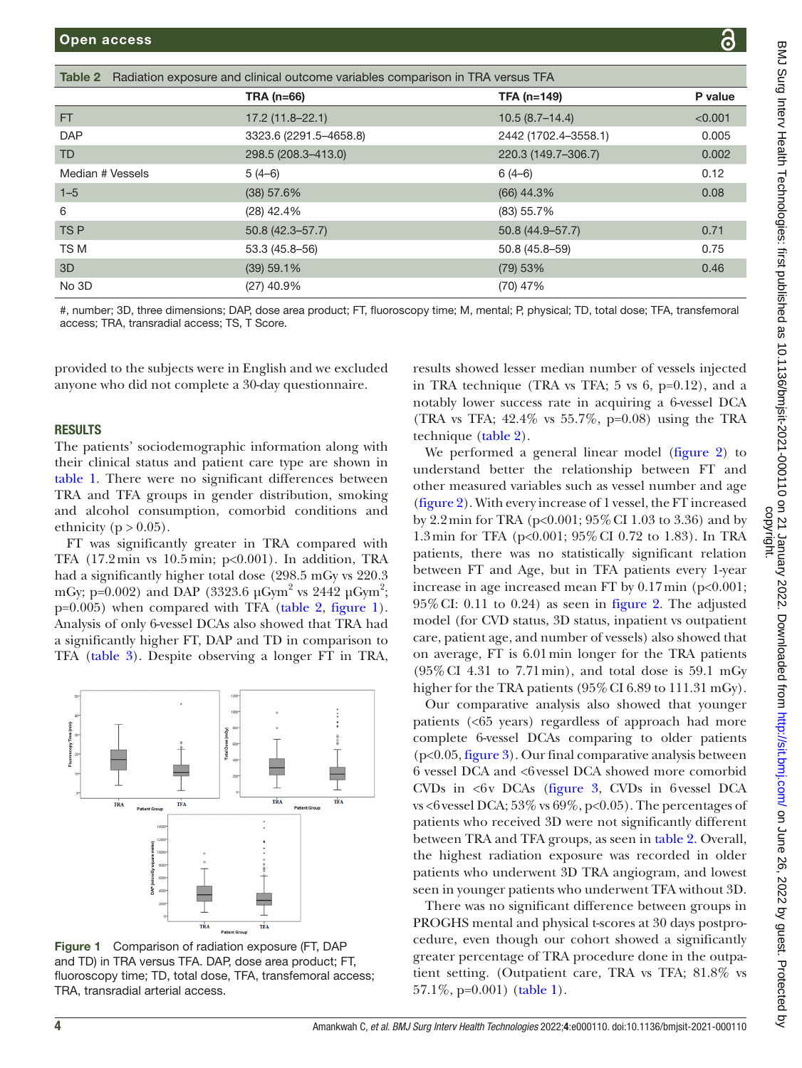Table 2 Radiation exposure and clinical outcome variables comparison in TRA versus TFA

| | TRA (n=66) | TFA (n=149) | P value |
|---|---|---|---|
| FT | 17.2 (11.8–22.1) | 10.5 (8.7–14.4) | <0.001 |
| DAP | 3323.6 (2291.5–4658.8) | 2442 (1702.4–3558.1) | 0.005 |
| TD | 298.5 (208.3–413.0) | 220.3 (149.7–306.7) | 0.002 |
| Median # Vessels | 5 (4–6) | 6 (4–6) | 0.12 |
| 1–5 | (38) 57.6% | (66) 44.3% | 0.08 |
| 6 | (28) 42.4% | (83) 55.7% | |
| TS P | 50.8 (42.3–57.7) | 50.8 (44.9–57.7) | 0.71 |
| TS M | 53.3 (45.8–56) | 50.8 (45.8–59) | 0.75 |
| 3D | (39) 59.1% | (79) 53% | 0.46 |
| No 3D | (27) 40.9% | (70) 47% | |

#, number; 3D, three dimensions; DAP, dose area product; FT, fluoroscopy time; M, mental; P, physical; TD, total dose; TFA, transfemoral access; TRA, transradial access; TS, T Score.

provided to the subjects were in English and we excluded anyone who did not complete a 30-day questionnaire.

## RESULTS

The patients' sociodemographic information along with their clinical status and patient care type are shown in table 1. There were no significant differences between TRA and TFA groups in gender distribution, smoking and alcohol consumption, comorbid conditions and ethnicity ($p > 0.05$).

FT was significantly greater in TRA compared with TFA (17.2 min vs 10.5 min; $p<0.001$). In addition, TRA had a significantly higher total dose (298.5 mGy vs 220.3 mGy; p=0.002) and DAP (3323.6 µGym$^2$ vs 2442 µGym$^2$; p=0.005) when compared with TFA (table 2, figure 1). Analysis of only 6-vessel DCAs also showed that TRA had a significantly higher FT, DAP and TD in comparison to TFA (table 3). Despite observing a longer FT in TRA, results showed lesser median number of vessels injected in TRA technique (TRA vs TFA; 5 vs 6, p=0.12), and a notably lower success rate in acquiring a 6-vessel DCA (TRA vs TFA; 42.4% vs 55.7%, p=0.08) using the TRA technique (table 2).

Figure 1 Comparison of radiation exposure (FT, DAP and TD) in TRA versus TFA. DAP, dose area product; FT, fluoroscopy time; TD, total dose, TFA, transfemoral access; TRA, transradial arterial access.

We performed a general linear model (figure 2) to understand better the relationship between FT and other measured variables such as vessel number and age (figure 2). With every increase of 1 vessel, the FT increased by 2.2 min for TRA ($p<0.001$; 95% CI 1.03 to 3.36) and by 1.3 min for TFA ($p<0.001$; 95% CI 0.72 to 1.83). In TRA patients, there was no statistically significant relation between FT and Age, but in TFA patients every 1-year increase in age increased mean FT by 0.17 min ($p<0.001$; 95% CI: 0.11 to 0.24) as seen in figure 2. The adjusted model (for CVD status, 3D status, inpatient vs outpatient care, patient age, and number of vessels) also showed that on average, FT is 6.01 min longer for the TRA patients (95% CI 4.31 to 7.71 min), and total dose is 59.1 mGy higher for the TRA patients (95% CI 6.89 to 111.31 mGy).

Our comparative analysis also showed that younger patients (<65 years) regardless of approach had more complete 6-vessel DCAs comparing to older patients ($p<0.05$, figure 3). Our final comparative analysis between 6 vessel DCA and <6 vessel DCA showed more comorbid CVDs in <6v DCAs (figure 3, CVDs in 6 vessel DCA vs <6 vessel DCA; 53% vs 69%, $p<0.05$). The percentages of patients who received 3D were not significantly different between TRA and TFA groups, as seen in table 2. Overall, the highest radiation exposure was recorded in older patients who underwent 3D TRA angiogram, and lowest seen in younger patients who underwent TFA without 3D.

There was no significant difference between groups in PROGHS mental and physical t-scores at 30 days postprocedure, even though our cohort showed a significantly greater percentage of TRA procedure done in the outpatient setting. (Outpatient care, TRA vs TFA; 81.8% vs 57.1%, p=0.001) (table 1).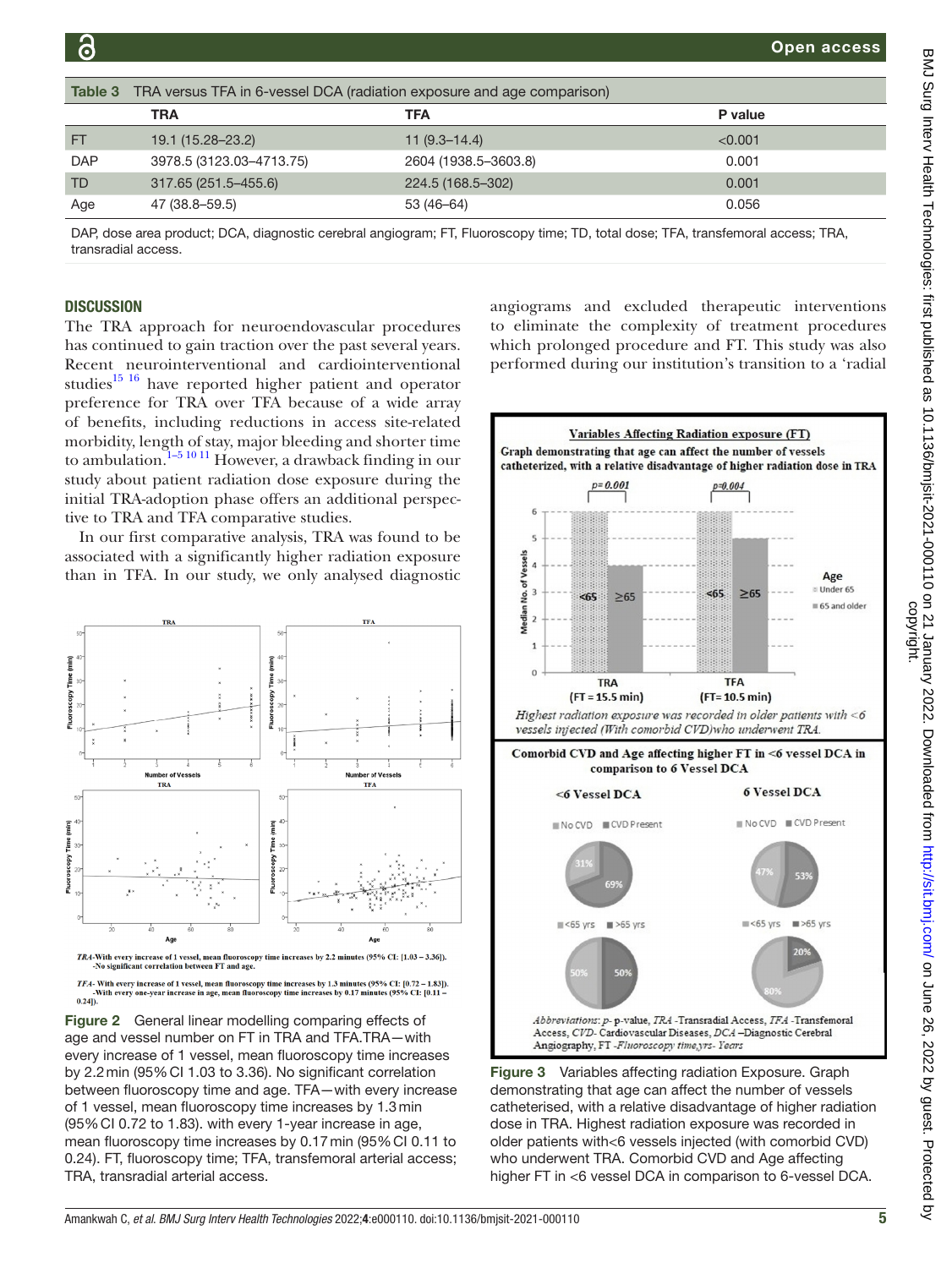**Table 3** TRA versus TFA in 6-vessel DCA (radiation exposure and age comparison)

| | TRA | TFA | P value |
|---|---|---|---|
| FT | 19.1 (15.28–23.2) | 11 (9.3–14.4) | <0.001 |
| DAP | 3978.5 (3123.03–4713.75) | 2604 (1938.5–3603.8) | 0.001 |
| TD | 317.65 (251.5–455.6) | 224.5 (168.5–302) | 0.001 |
| Age | 47 (38.8–59.5) | 53 (46–64) | 0.056 |

DAP, dose area product; DCA, diagnostic cerebral angiogram; FT, Fluoroscopy time; TD, total dose; TFA, transfemoral access; TRA, transradial access.

## DISCUSSION

The TRA approach for neuroendovascular procedures has continued to gain traction over the past several years. Recent neurointerventional and cardiointerventional studies[15 16] have reported higher patient and operator preference for TRA over TFA because of a wide array of benefits, including reductions in access site-related morbidity, length of stay, major bleeding and shorter time to ambulation.[1–5 10 11] However, a drawback finding in our study about patient radiation dose exposure during the initial TRA-adoption phase offers an additional perspective to TRA and TFA comparative studies.

In our first comparative analysis, TRA was found to be associated with a significantly higher radiation exposure than in TFA. In our study, we only analysed diagnostic angiograms and excluded therapeutic interventions to eliminate the complexity of treatment procedures which prolonged procedure and FT. This study was also performed during our institution's transition to a 'radial

*TRA*-With every increase of 1 vessel, mean fluoroscopy time increases by 2.2 minutes (95% CI: [1.03 – 3.36]). -No significant correlation between FT and age.

*TFA*- With every increase of 1 vessel, mean fluoroscopy time increases by 1.3 minutes (95% CI: [0.72 – 1.83]). -With every one-year increase in age, mean fluoroscopy time increases by 0.17 minutes (95% CI: [0.11 – 0.24]).

**Figure 2** General linear modelling comparing effects of age and vessel number on FT in TRA and TFA.TRA—with every increase of 1 vessel, mean fluoroscopy time increases by 2.2 min (95% CI 1.03 to 3.36). No significant correlation between fluoroscopy time and age. TFA—with every increase of 1 vessel, mean fluoroscopy time increases by 1.3 min (95% CI 0.72 to 1.83). with every 1-year increase in age, mean fluoroscopy time increases by 0.17 min (95% CI 0.11 to 0.24). FT, fluoroscopy time; TFA, transfemoral arterial access; TRA, transradial arterial access.

**Variables Affecting Radiation exposure (FT)**

Graph demonstrating that age can affect the number of vessels catheterized, with a relative disadvantage of higher radiation dose in TRA

*Highest radiation exposure was recorded in older patients with <6 vessels injected (With comorbid CVD) who underwent TRA.*

**Comorbid CVD and Age affecting higher FT in <6 vessel DCA in comparison to 6 Vessel DCA**

*Abbreviations: p- p-value, TRA -Transradial Access, TFA -Transfemoral Access, CVD- Cardiovascular Diseases, DCA –Diagnostic Cerebral Angiography, FT -Fluoroscopy time,yrs- Years*

**Figure 3** Variables affecting radiation Exposure. Graph demonstrating that age can affect the number of vessels catheterised, with a relative disadvantage of higher radiation dose in TRA. Highest radiation exposure was recorded in older patients with<6 vessels injected (with comorbid CVD) who underwent TRA. Comorbid CVD and Age affecting higher FT in <6 vessel DCA in comparison to 6-vessel DCA.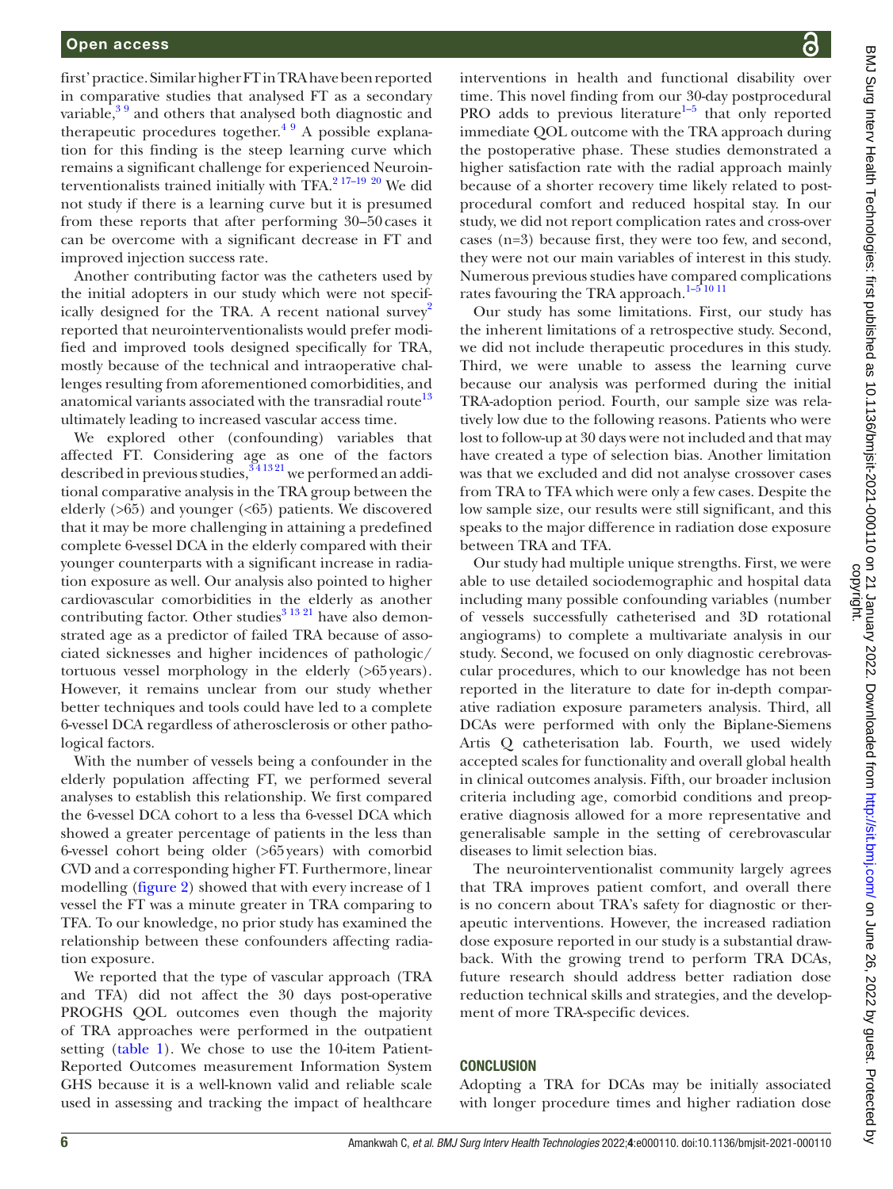first' practice. Similar higher FT in TRA have been reported in comparative studies that analysed FT as a secondary variable,[3 9] and others that analysed both diagnostic and therapeutic procedures together.[4 9] A possible explanation for this finding is the steep learning curve which remains a significant challenge for experienced Neurointerventionalists trained initially with TFA.[2 17–19 20] We did not study if there is a learning curve but it is presumed from these reports that after performing 30–50 cases it can be overcome with a significant decrease in FT and improved injection success rate.

Another contributing factor was the catheters used by the initial adopters in our study which were not specifically designed for the TRA. A recent national survey[2] reported that neurointerventionalists would prefer modified and improved tools designed specifically for TRA, mostly because of the technical and intraoperative challenges resulting from aforementioned comorbidities, and anatomical variants associated with the transradial route[13] ultimately leading to increased vascular access time.

We explored other (confounding) variables that affected FT. Considering age as one of the factors described in previous studies,[3 4 13 21] we performed an additional comparative analysis in the TRA group between the elderly (>65) and younger (<65) patients. We discovered that it may be more challenging in attaining a predefined complete 6-vessel DCA in the elderly compared with their younger counterparts with a significant increase in radiation exposure as well. Our analysis also pointed to higher cardiovascular comorbidities in the elderly as another contributing factor. Other studies[3 13 21] have also demonstrated age as a predictor of failed TRA because of associated sicknesses and higher incidences of pathologic/tortuous vessel morphology in the elderly (>65 years). However, it remains unclear from our study whether better techniques and tools could have led to a complete 6-vessel DCA regardless of atherosclerosis or other pathological factors.

With the number of vessels being a confounder in the elderly population affecting FT, we performed several analyses to establish this relationship. We first compared the 6-vessel DCA cohort to a less tha 6-vessel DCA which showed a greater percentage of patients in the less than 6-vessel cohort being older (>65 years) with comorbid CVD and a corresponding higher FT. Furthermore, linear modelling (figure 2) showed that with every increase of 1 vessel the FT was a minute greater in TRA comparing to TFA. To our knowledge, no prior study has examined the relationship between these confounders affecting radiation exposure.

We reported that the type of vascular approach (TRA and TFA) did not affect the 30 days post-operative PROGHS QOL outcomes even though the majority of TRA approaches were performed in the outpatient setting (table 1). We chose to use the 10-item Patient-Reported Outcomes measurement Information System GHS because it is a well-known valid and reliable scale used in assessing and tracking the impact of healthcare interventions in health and functional disability over time. This novel finding from our 30-day postprocedural PRO adds to previous literature[1–5] that only reported immediate QOL outcome with the TRA approach during the postoperative phase. These studies demonstrated a higher satisfaction rate with the radial approach mainly because of a shorter recovery time likely related to post-procedural comfort and reduced hospital stay. In our study, we did not report complication rates and cross-over cases (n=3) because first, they were too few, and second, they were not our main variables of interest in this study. Numerous previous studies have compared complications rates favouring the TRA approach.[1–5 10 11]

Our study has some limitations. First, our study has the inherent limitations of a retrospective study. Second, we did not include therapeutic procedures in this study. Third, we were unable to assess the learning curve because our analysis was performed during the initial TRA-adoption period. Fourth, our sample size was relatively low due to the following reasons. Patients who were lost to follow-up at 30 days were not included and that may have created a type of selection bias. Another limitation was that we excluded and did not analyse crossover cases from TRA to TFA which were only a few cases. Despite the low sample size, our results were still significant, and this speaks to the major difference in radiation dose exposure between TRA and TFA.

Our study had multiple unique strengths. First, we were able to use detailed sociodemographic and hospital data including many possible confounding variables (number of vessels successfully catheterised and 3D rotational angiograms) to complete a multivariate analysis in our study. Second, we focused on only diagnostic cerebrovascular procedures, which to our knowledge has not been reported in the literature to date for in-depth comparative radiation exposure parameters analysis. Third, all DCAs were performed with only the Biplane-Siemens Artis Q catheterisation lab. Fourth, we used widely accepted scales for functionality and overall global health in clinical outcomes analysis. Fifth, our broader inclusion criteria including age, comorbid conditions and preoperative diagnosis allowed for a more representative and generalisable sample in the setting of cerebrovascular diseases to limit selection bias.

The neurointerventionalist community largely agrees that TRA improves patient comfort, and overall there is no concern about TRA's safety for diagnostic or therapeutic interventions. However, the increased radiation dose exposure reported in our study is a substantial drawback. With the growing trend to perform TRA DCAs, future research should address better radiation dose reduction technical skills and strategies, and the development of more TRA-specific devices.

## CONCLUSION

Adopting a TRA for DCAs may be initially associated with longer procedure times and higher radiation dose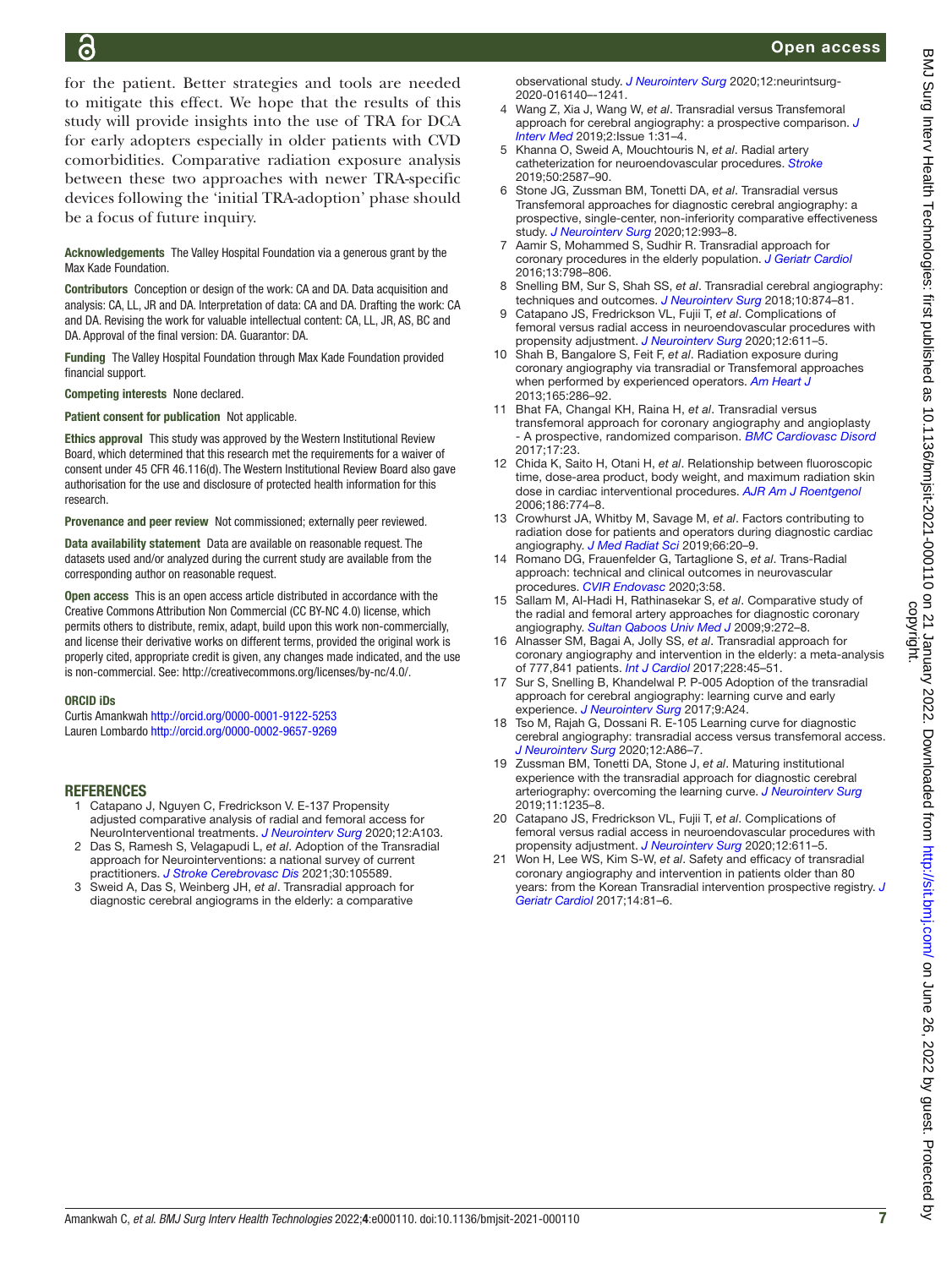for the patient. Better strategies and tools are needed to mitigate this effect. We hope that the results of this study will provide insights into the use of TRA for DCA for early adopters especially in older patients with CVD comorbidities. Comparative radiation exposure analysis between these two approaches with newer TRA-specific devices following the 'initial TRA-adoption' phase should be a focus of future inquiry.

**Acknowledgements** The Valley Hospital Foundation via a generous grant by the Max Kade Foundation.

**Contributors** Conception or design of the work: CA and DA. Data acquisition and analysis: CA, LL, JR and DA. Interpretation of data: CA and DA. Drafting the work: CA and DA. Revising the work for valuable intellectual content: CA, LL, JR, AS, BC and DA. Approval of the final version: DA. Guarantor: DA.

**Funding** The Valley Hospital Foundation through Max Kade Foundation provided financial support.

**Competing interests** None declared.

**Patient consent for publication** Not applicable.

**Ethics approval** This study was approved by the Western Institutional Review Board, which determined that this research met the requirements for a waiver of consent under 45 CFR 46.116(d). The Western Institutional Review Board also gave authorisation for the use and disclosure of protected health information for this research.

**Provenance and peer review** Not commissioned; externally peer reviewed.

**Data availability statement** Data are available on reasonable request. The datasets used and/or analyzed during the current study are available from the corresponding author on reasonable request.

**Open access** This is an open access article distributed in accordance with the Creative Commons Attribution Non Commercial (CC BY-NC 4.0) license, which permits others to distribute, remix, adapt, build upon this work non-commercially, and license their derivative works on different terms, provided the original work is properly cited, appropriate credit is given, any changes made indicated, and the use is non-commercial. See: http://creativecommons.org/licenses/by-nc/4.0/.

**ORCID iDs**

Curtis Amankwah http://orcid.org/0000-0001-9122-5253
Lauren Lombardo http://orcid.org/0000-0002-9657-9269

## REFERENCES

1. Catapano J, Nguyen C, Fredrickson V. E-137 Propensity adjusted comparative analysis of radial and femoral access for NeuroInterventional treatments. *J Neurointerv Surg* 2020;12:A103.
2. Das S, Ramesh S, Velagapudi L, *et al*. Adoption of the Transradial approach for Neurointerventions: a national survey of current practitioners. *J Stroke Cerebrovasc Dis* 2021;30:105589.
3. Sweid A, Das S, Weinberg JH, *et al*. Transradial approach for diagnostic cerebral angiograms in the elderly: a comparative observational study. *J Neurointerv Surg* 2020;12:neurintsurg-2020-016140–-1241.
4. Wang Z, Xia J, Wang W, *et al*. Transradial versus Transfemoral approach for cerebral angiography: a prospective comparison. *J Interv Med* 2019;2:Issue 1:31–4.
5. Khanna O, Sweid A, Mouchtouris N, *et al*. Radial artery catheterization for neuroendovascular procedures. *Stroke* 2019;50:2587–90.
6. Stone JG, Zussman BM, Tonetti DA, *et al*. Transradial versus Transfemoral approaches for diagnostic cerebral angiography: a prospective, single-center, non-inferiority comparative effectiveness study. *J Neurointerv Surg* 2020;12:993–8.
7. Aamir S, Mohammed S, Sudhir R. Transradial approach for coronary procedures in the elderly population. *J Geriatr Cardiol* 2016;13:798–806.
8. Snelling BM, Sur S, Shah SS, *et al*. Transradial cerebral angiography: techniques and outcomes. *J Neurointerv Surg* 2018;10:874–81.
9. Catapano JS, Fredrickson VL, Fujii T, *et al*. Complications of femoral versus radial access in neuroendovascular procedures with propensity adjustment. *J Neurointerv Surg* 2020;12:611–5.
10. Shah B, Bangalore S, Feit F, *et al*. Radiation exposure during coronary angiography via transradial or Transfemoral approaches when performed by experienced operators. *Am Heart J* 2013;165:286–92.
11. Bhat FA, Changal KH, Raina H, *et al*. Transradial versus transfemoral approach for coronary angiography and angioplasty - A prospective, randomized comparison. *BMC Cardiovasc Disord* 2017;17:23.
12. Chida K, Saito H, Otani H, *et al*. Relationship between fluoroscopic time, dose-area product, body weight, and maximum radiation skin dose in cardiac interventional procedures. *AJR Am J Roentgenol* 2006;186:774–8.
13. Crowhurst JA, Whitby M, Savage M, *et al*. Factors contributing to radiation dose for patients and operators during diagnostic cardiac angiography. *J Med Radiat Sci* 2019;66:20–9.
14. Romano DG, Frauenfelder G, Tartaglione S, *et al*. Trans-Radial approach: technical and clinical outcomes in neurovascular procedures. *CVIR Endovasc* 2020;3:58.
15. Sallam M, Al-Hadi H, Rathinasekar S, *et al*. Comparative study of the radial and femoral artery approaches for diagnostic coronary angiography. *Sultan Qaboos Univ Med J* 2009;9:272–8.
16. Alnasser SM, Bagai A, Jolly SS, *et al*. Transradial approach for coronary angiography and intervention in the elderly: a meta-analysis of 777,841 patients. *Int J Cardiol* 2017;228:45–51.
17. Sur S, Snelling B, Khandelwal P. P-005 Adoption of the transradial approach for cerebral angiography: learning curve and early experience. *J Neurointerv Surg* 2017;9:A24.
18. Tso M, Rajah G, Dossani R. E-105 Learning curve for diagnostic cerebral angiography: transradial access versus transfemoral access. *J Neurointerv Surg* 2020;12:A86–7.
19. Zussman BM, Tonetti DA, Stone J, *et al*. Maturing institutional experience with the transradial approach for diagnostic cerebral arteriography: overcoming the learning curve. *J Neurointerv Surg* 2019;11:1235–8.
20. Catapano JS, Fredrickson VL, Fujii T, *et al*. Complications of femoral versus radial access in neuroendovascular procedures with propensity adjustment. *J Neurointerv Surg* 2020;12:611–5.
21. Won H, Lee WS, Kim S-W, *et al*. Safety and efficacy of transradial coronary angiography and intervention in patients older than 80 years: from the Korean Transradial intervention prospective registry. *J Geriatr Cardiol* 2017;14:81–6.